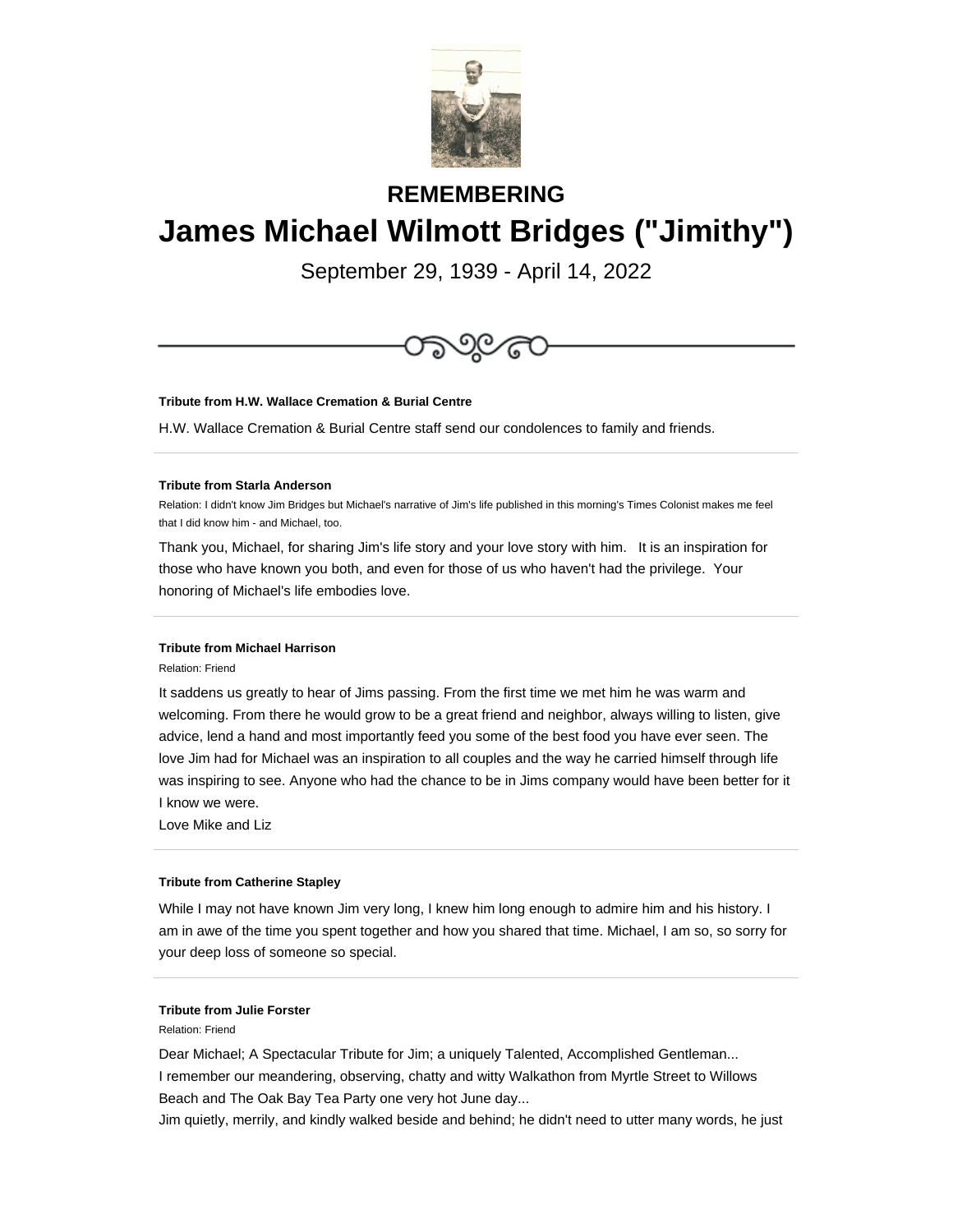## REMEMBERING

# James Michael Wilmott Bridges ("Jimithy")

September 29, 1939 - April 14, 2022

---

**Tribute from H.W. Wallace Cremation & Burial Centre**

H.W. Wallace Cremation & Burial Centre staff send our condolences to family and friends.

---

**Tribute from Starla Anderson**

Relation: I didn't know Jim Bridges but Michael's narrative of Jim's life published in this morning's Times Colonist makes me feel that I did know him - and Michael, too.

Thank you, Michael, for sharing Jim's life story and your love story with him. It is an inspiration for those who have known you both, and even for those of us who haven't had the privilege. Your honoring of Michael's life embodies love.

---

**Tribute from Michael Harrison**

Relation: Friend

It saddens us greatly to hear of Jims passing. From the first time we met him he was warm and welcoming. From there he would grow to be a great friend and neighbor, always willing to listen, give advice, lend a hand and most importantly feed you some of the best food you have ever seen. The love Jim had for Michael was an inspiration to all couples and the way he carried himself through life was inspiring to see. Anyone who had the chance to be in Jims company would have been better for it I know we were.
Love Mike and Liz

---

**Tribute from Catherine Stapley**

While I may not have known Jim very long, I knew him long enough to admire him and his history. I am in awe of the time you spent together and how you shared that time. Michael, I am so, so sorry for your deep loss of someone so special.

---

**Tribute from Julie Forster**

Relation: Friend

Dear Michael; A Spectacular Tribute for Jim; a uniquely Talented, Accomplished Gentleman...
I remember our meandering, observing, chatty and witty Walkathon from Myrtle Street to Willows Beach and The Oak Bay Tea Party one very hot June day...
Jim quietly, merrily, and kindly walked beside and behind; he didn't need to utter many words, he just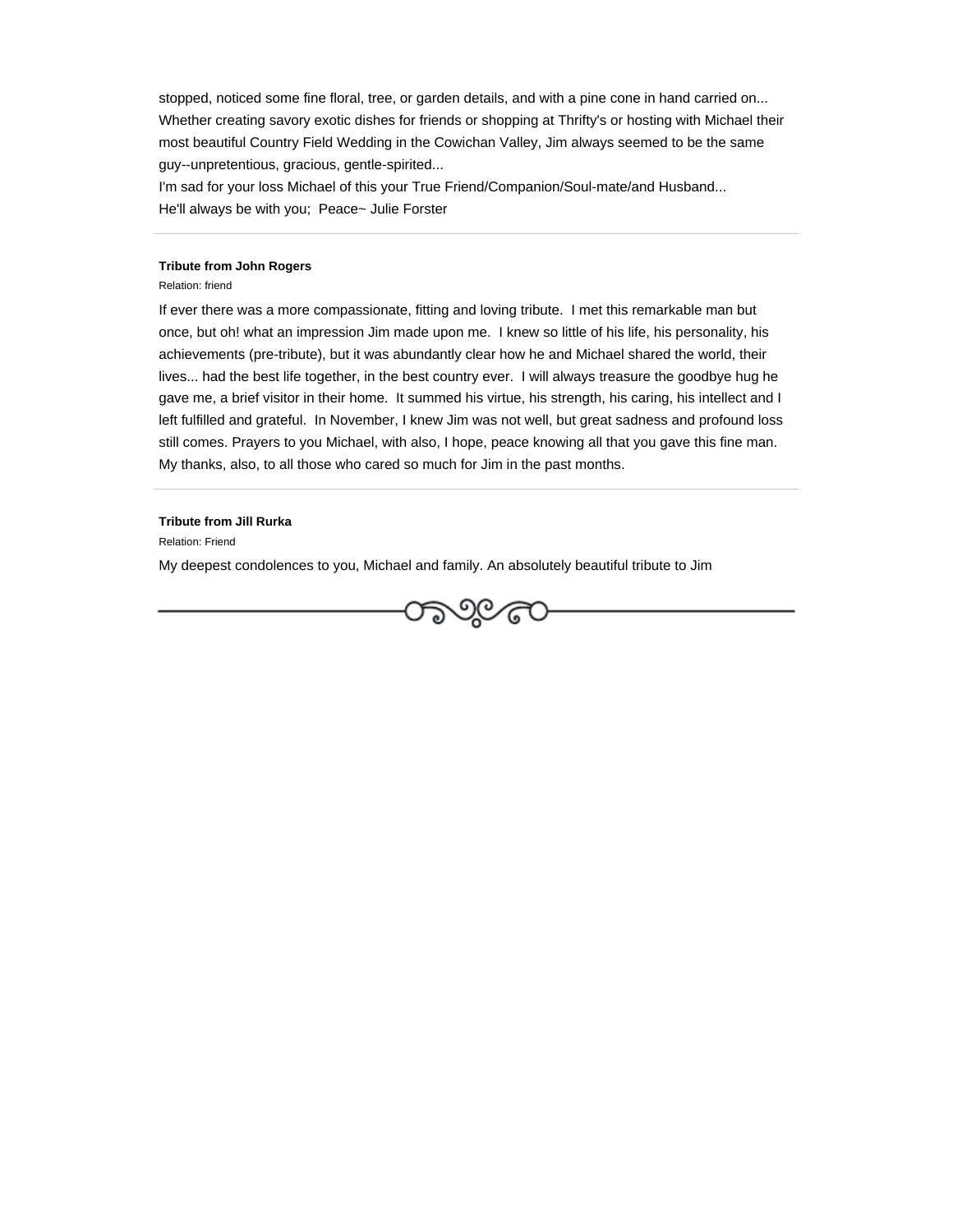stopped, noticed some fine floral, tree, or garden details, and with a pine cone in hand carried on... Whether creating savory exotic dishes for friends or shopping at Thrifty's or hosting with Michael their most beautiful Country Field Wedding in the Cowichan Valley, Jim always seemed to be the same guy--unpretentious, gracious, gentle-spirited...

I'm sad for your loss Michael of this your True Friend/Companion/Soul-mate/and Husband...

He'll always be with you; Peace~ Julie Forster

---

**Tribute from John Rogers**

Relation: friend

If ever there was a more compassionate, fitting and loving tribute. I met this remarkable man but once, but oh! what an impression Jim made upon me. I knew so little of his life, his personality, his achievements (pre-tribute), but it was abundantly clear how he and Michael shared the world, their lives... had the best life together, in the best country ever. I will always treasure the goodbye hug he gave me, a brief visitor in their home. It summed his virtue, his strength, his caring, his intellect and I left fulfilled and grateful. In November, I knew Jim was not well, but great sadness and profound loss still comes. Prayers to you Michael, with also, I hope, peace knowing all that you gave this fine man. My thanks, also, to all those who cared so much for Jim in the past months.

---

**Tribute from Jill Rurka**

Relation: Friend

My deepest condolences to you, Michael and family. An absolutely beautiful tribute to Jim